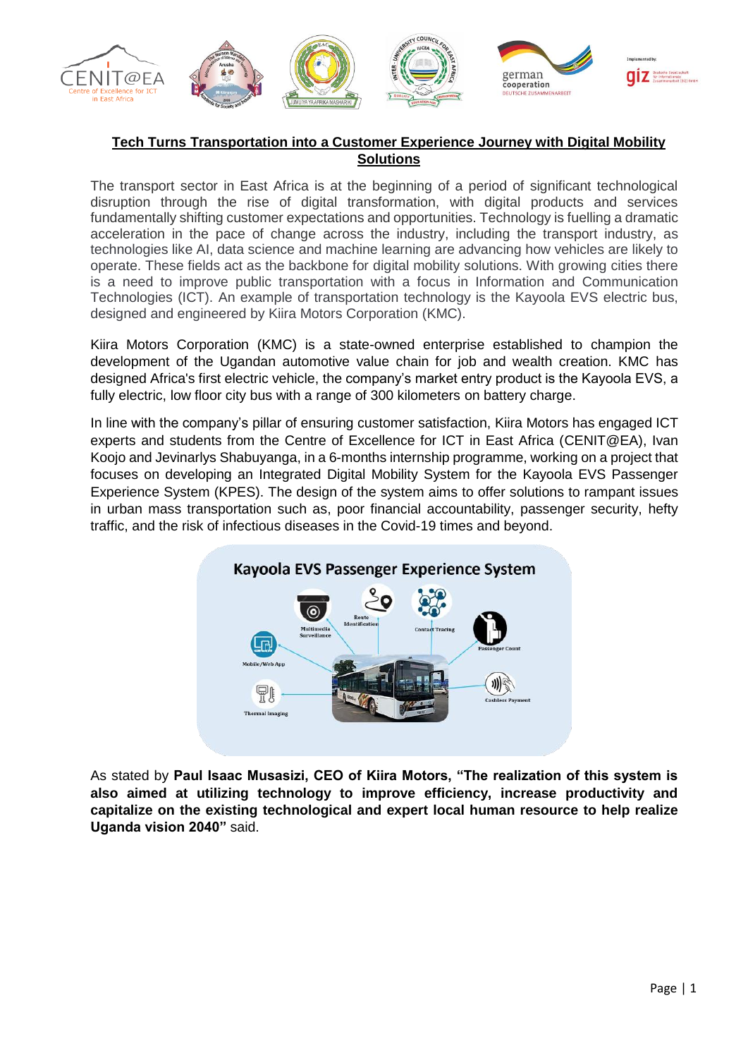# Tech Turns Transportation into a Customer Experience Journey with Digital Mobility Solutions

The transport sector in East Africa is at the beginning of a period of significant technological disruption through the rise of digital transformation, with digital products and services fundamentally shifting customer expectations and opportunities. Technology is fuelling a dramatic acceleration in the pace of change across the industry, including the transport industry, as technologies like AI, data science and machine learning are advancing how vehicles are likely to operate. These fields act as the backbone for digital mobility solutions. With growing cities there is a need to improve public transportation with a focus in Information and Communication Technologies (ICT). An example of transportation technology is the Kayoola EVS electric bus, designed and engineered by Kiira Motors Corporation (KMC).

Kiira Motors Corporation (KMC) is a state-owned enterprise established to champion the development of the Ugandan automotive value chain for job and wealth creation. KMC has designed Africa's first electric vehicle, the company's market entry product is the Kayoola EVS, a fully electric, low floor city bus with a range of 300 kilometers on battery charge.

In line with the company's pillar of ensuring customer satisfaction, Kiira Motors has engaged ICT experts and students from the Centre of Excellence for ICT in East Africa (CENIT@EA), Ivan Koojo and Jevinarlys Shabuyanga, in a 6-months internship programme, working on a project that focuses on developing an Integrated Digital Mobility System for the Kayoola EVS Passenger Experience System (KPES). The design of the system aims to offer solutions to rampant issues in urban mass transportation such as, poor financial accountability, passenger security, hefty traffic, and the risk of infectious diseases in the Covid-19 times and beyond.

Kayoola EVS Passenger Experience System

As stated by **Paul Isaac Musasizi, CEO of Kiira Motors, "The realization of this system is also aimed at utilizing technology to improve efficiency, increase productivity and capitalize on the existing technological and expert local human resource to help realize Uganda vision 2040"** said.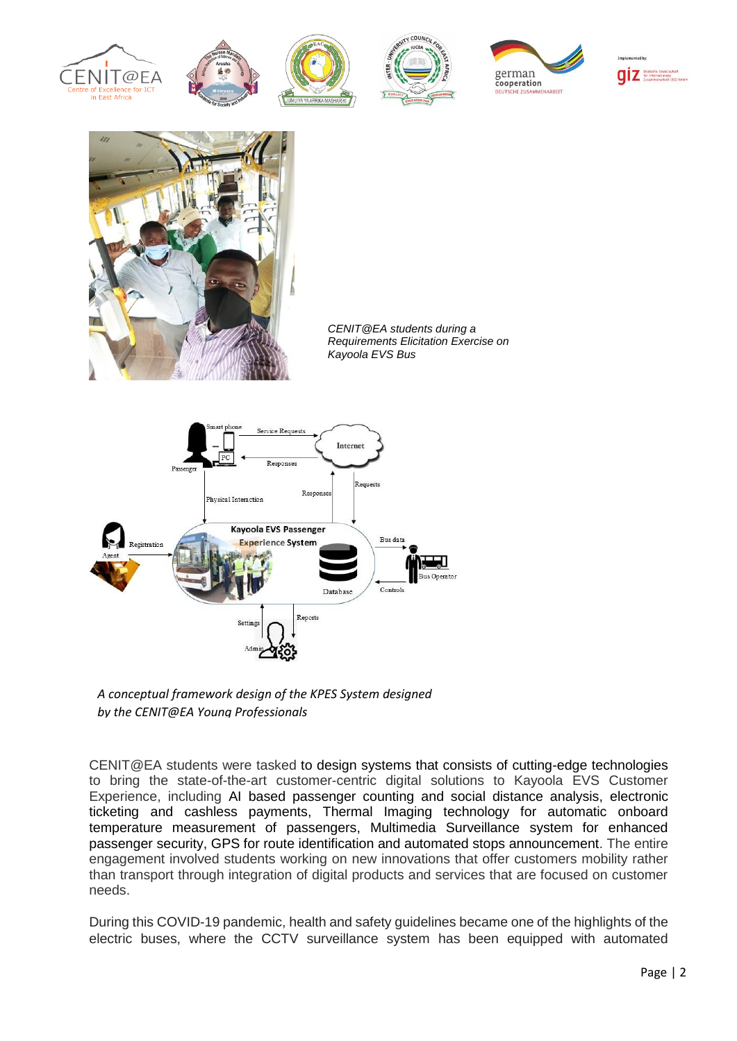*CENIT@EA students during a Requirements Elicitation Exercise on Kayoola EVS Bus*

*A conceptual framework design of the KPES System designed by the CENIT@EA Young Professionals*

CENIT@EA students were tasked to design systems that consists of cutting-edge technologies to bring the state-of-the-art customer-centric digital solutions to Kayoola EVS Customer Experience, including AI based passenger counting and social distance analysis, electronic ticketing and cashless payments, Thermal Imaging technology for automatic onboard temperature measurement of passengers, Multimedia Surveillance system for enhanced passenger security, GPS for route identification and automated stops announcement. The entire engagement involved students working on new innovations that offer customers mobility rather than transport through integration of digital products and services that are focused on customer needs.

During this COVID-19 pandemic, health and safety guidelines became one of the highlights of the electric buses, where the CCTV surveillance system has been equipped with automated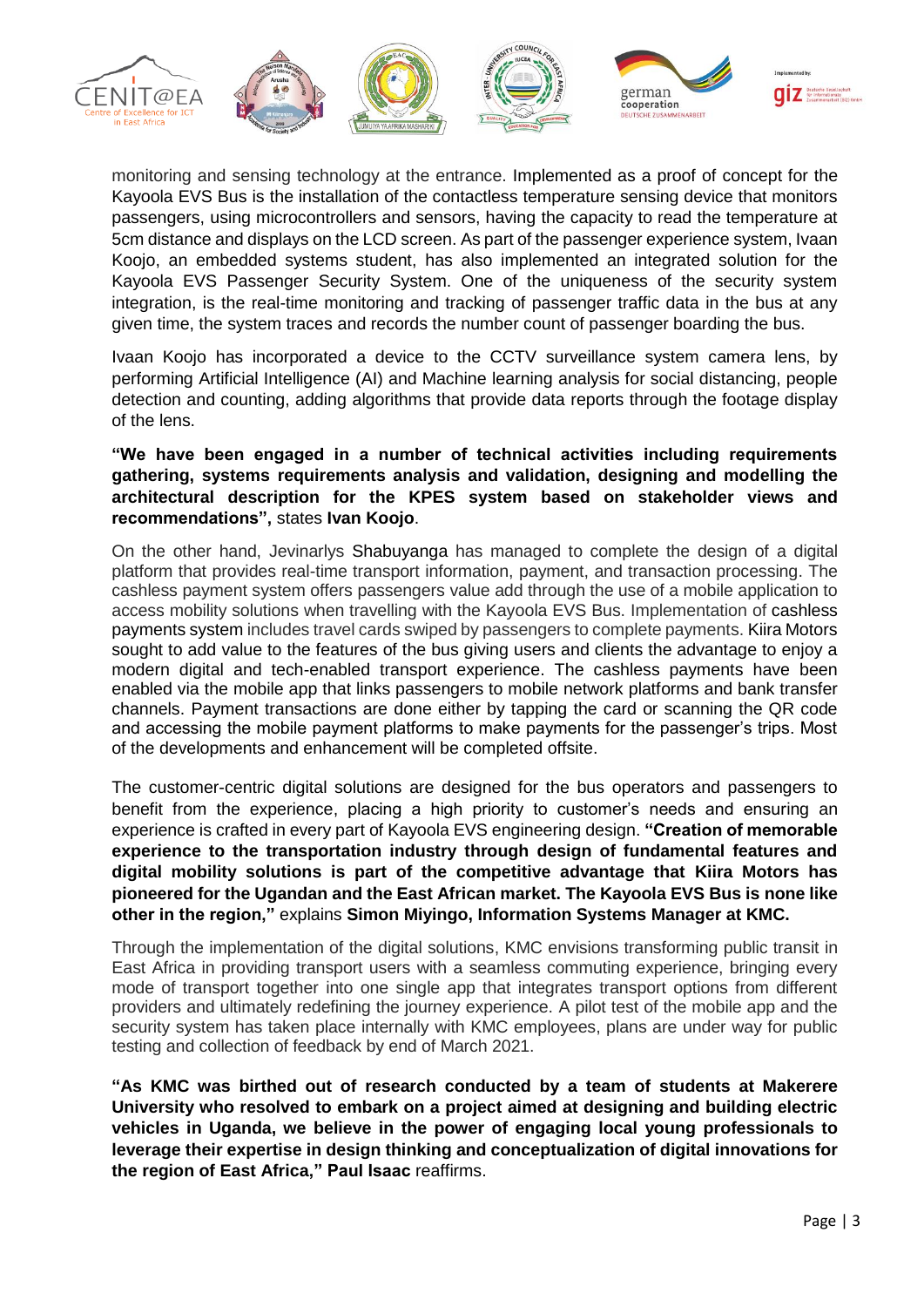monitoring and sensing technology at the entrance. Implemented as a proof of concept for the Kayoola EVS Bus is the installation of the contactless temperature sensing device that monitors passengers, using microcontrollers and sensors, having the capacity to read the temperature at 5cm distance and displays on the LCD screen. As part of the passenger experience system, Ivaan Koojo, an embedded systems student, has also implemented an integrated solution for the Kayoola EVS Passenger Security System. One of the uniqueness of the security system integration, is the real-time monitoring and tracking of passenger traffic data in the bus at any given time, the system traces and records the number count of passenger boarding the bus.

Ivaan Koojo has incorporated a device to the CCTV surveillance system camera lens, by performing Artificial Intelligence (AI) and Machine learning analysis for social distancing, people detection and counting, adding algorithms that provide data reports through the footage display of the lens.

**"We have been engaged in a number of technical activities including requirements gathering, systems requirements analysis and validation, designing and modelling the architectural description for the KPES system based on stakeholder views and recommendations",** states **Ivan Koojo**.

On the other hand, Jevinarlys Shabuyanga has managed to complete the design of a digital platform that provides real-time transport information, payment, and transaction processing. The cashless payment system offers passengers value add through the use of a mobile application to access mobility solutions when travelling with the Kayoola EVS Bus. Implementation of cashless payments system includes travel cards swiped by passengers to complete payments. Kiira Motors sought to add value to the features of the bus giving users and clients the advantage to enjoy a modern digital and tech-enabled transport experience. The cashless payments have been enabled via the mobile app that links passengers to mobile network platforms and bank transfer channels. Payment transactions are done either by tapping the card or scanning the QR code and accessing the mobile payment platforms to make payments for the passenger's trips. Most of the developments and enhancement will be completed offsite.

The customer-centric digital solutions are designed for the bus operators and passengers to benefit from the experience, placing a high priority to customer's needs and ensuring an experience is crafted in every part of Kayoola EVS engineering design. **"Creation of memorable experience to the transportation industry through design of fundamental features and digital mobility solutions is part of the competitive advantage that Kiira Motors has pioneered for the Ugandan and the East African market. The Kayoola EVS Bus is none like other in the region,"** explains **Simon Miyingo, Information Systems Manager at KMC.**

Through the implementation of the digital solutions, KMC envisions transforming public transit in East Africa in providing transport users with a seamless commuting experience, bringing every mode of transport together into one single app that integrates transport options from different providers and ultimately redefining the journey experience. A pilot test of the mobile app and the security system has taken place internally with KMC employees, plans are under way for public testing and collection of feedback by end of March 2021.

**"As KMC was birthed out of research conducted by a team of students at Makerere University who resolved to embark on a project aimed at designing and building electric vehicles in Uganda, we believe in the power of engaging local young professionals to leverage their expertise in design thinking and conceptualization of digital innovations for the region of East Africa," Paul Isaac** reaffirms.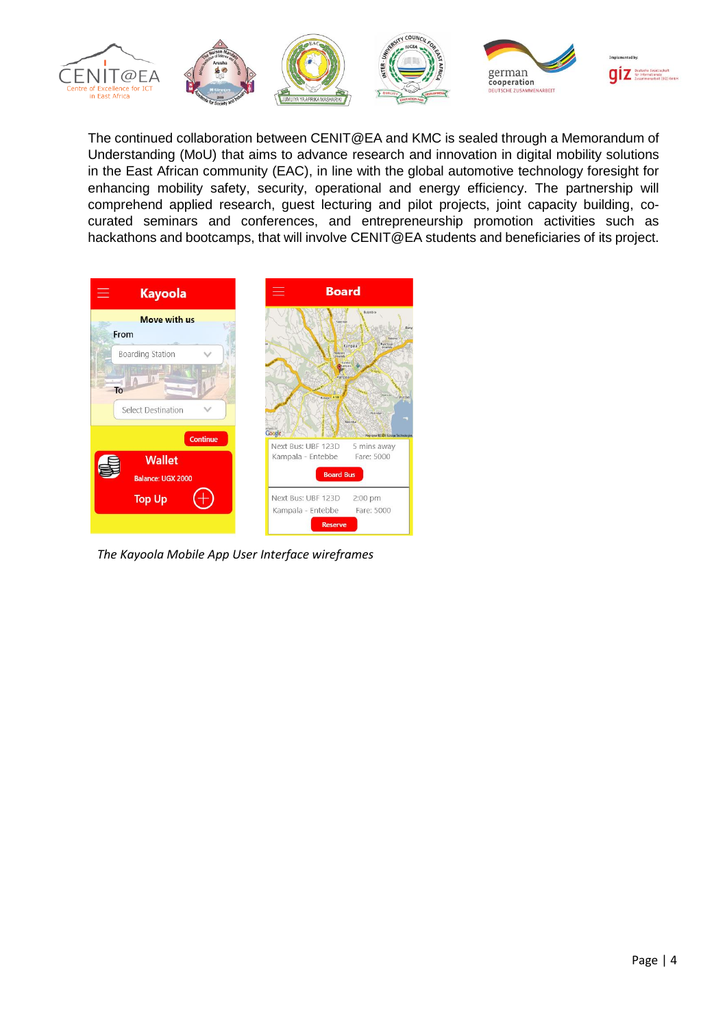The continued collaboration between CENIT@EA and KMC is sealed through a Memorandum of Understanding (MoU) that aims to advance research and innovation in digital mobility solutions in the East African community (EAC), in line with the global automotive technology foresight for enhancing mobility safety, security, operational and energy efficiency. The partnership will comprehend applied research, guest lecturing and pilot projects, joint capacity building, co-curated seminars and conferences, and entrepreneurship promotion activities such as hackathons and bootcamps, that will involve CENIT@EA students and beneficiaries of its project.

*The Kayoola Mobile App User Interface wireframes*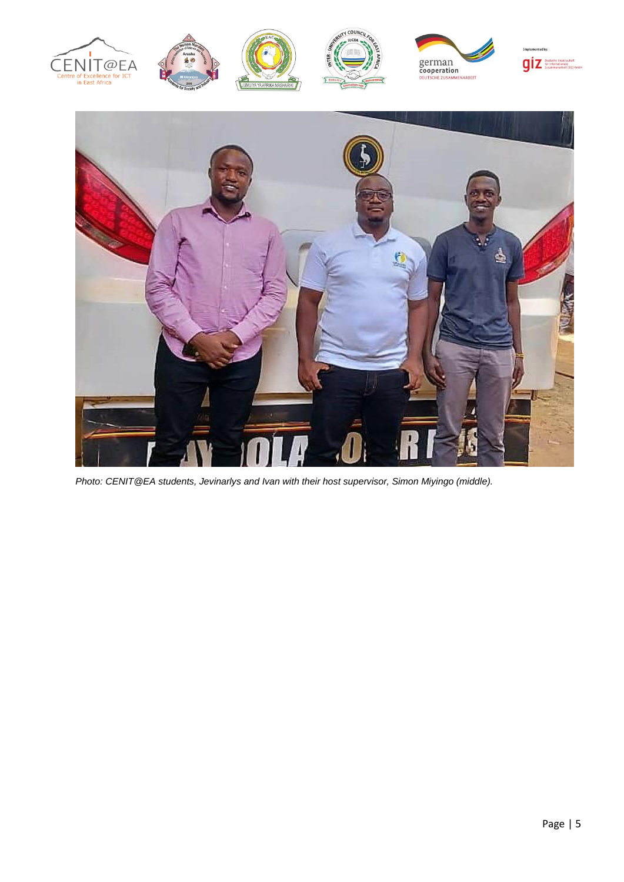*Photo: CENIT@EA students, Jevinarlys and Ivan with their host supervisor, Simon Miyingo (middle).*